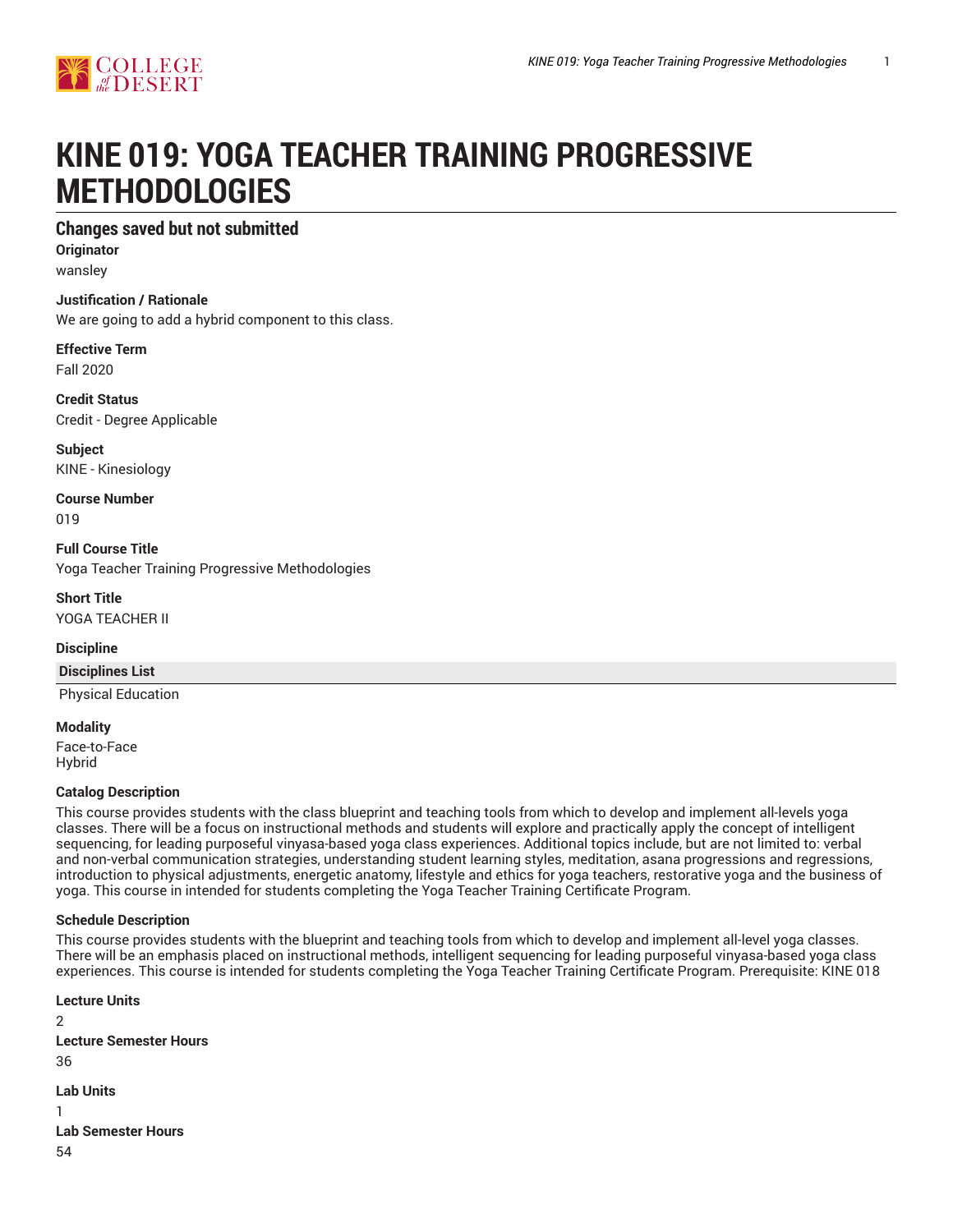# KINE 019: YOGA TEACHER TRAINING PROGRESSIVE METHODOLOGIES

## Changes saved but not submitted

**Originator**

wansley

**Justification / Rationale**

We are going to add a hybrid component to this class.

**Effective Term**

Fall 2020

**Credit Status**

Credit - Degree Applicable

**Subject**

KINE - Kinesiology

**Course Number**

019

**Full Course Title**

Yoga Teacher Training Progressive Methodologies

**Short Title**

YOGA TEACHER II

**Discipline**

| Disciplines List |
| --- |
| Physical Education |

**Modality**

Face-to-Face
Hybrid

**Catalog Description**

This course provides students with the class blueprint and teaching tools from which to develop and implement all-levels yoga classes. There will be a focus on instructional methods and students will explore and practically apply the concept of intelligent sequencing, for leading purposeful vinyasa-based yoga class experiences. Additional topics include, but are not limited to: verbal and non-verbal communication strategies, understanding student learning styles, meditation, asana progressions and regressions, introduction to physical adjustments, energetic anatomy, lifestyle and ethics for yoga teachers, restorative yoga and the business of yoga. This course in intended for students completing the Yoga Teacher Training Certificate Program.

**Schedule Description**

This course provides students with the blueprint and teaching tools from which to develop and implement all-level yoga classes. There will be an emphasis placed on instructional methods, intelligent sequencing for leading purposeful vinyasa-based yoga class experiences. This course is intended for students completing the Yoga Teacher Training Certificate Program. Prerequisite: KINE 018

**Lecture Units**

2

**Lecture Semester Hours**

36

**Lab Units**

1

**Lab Semester Hours**

54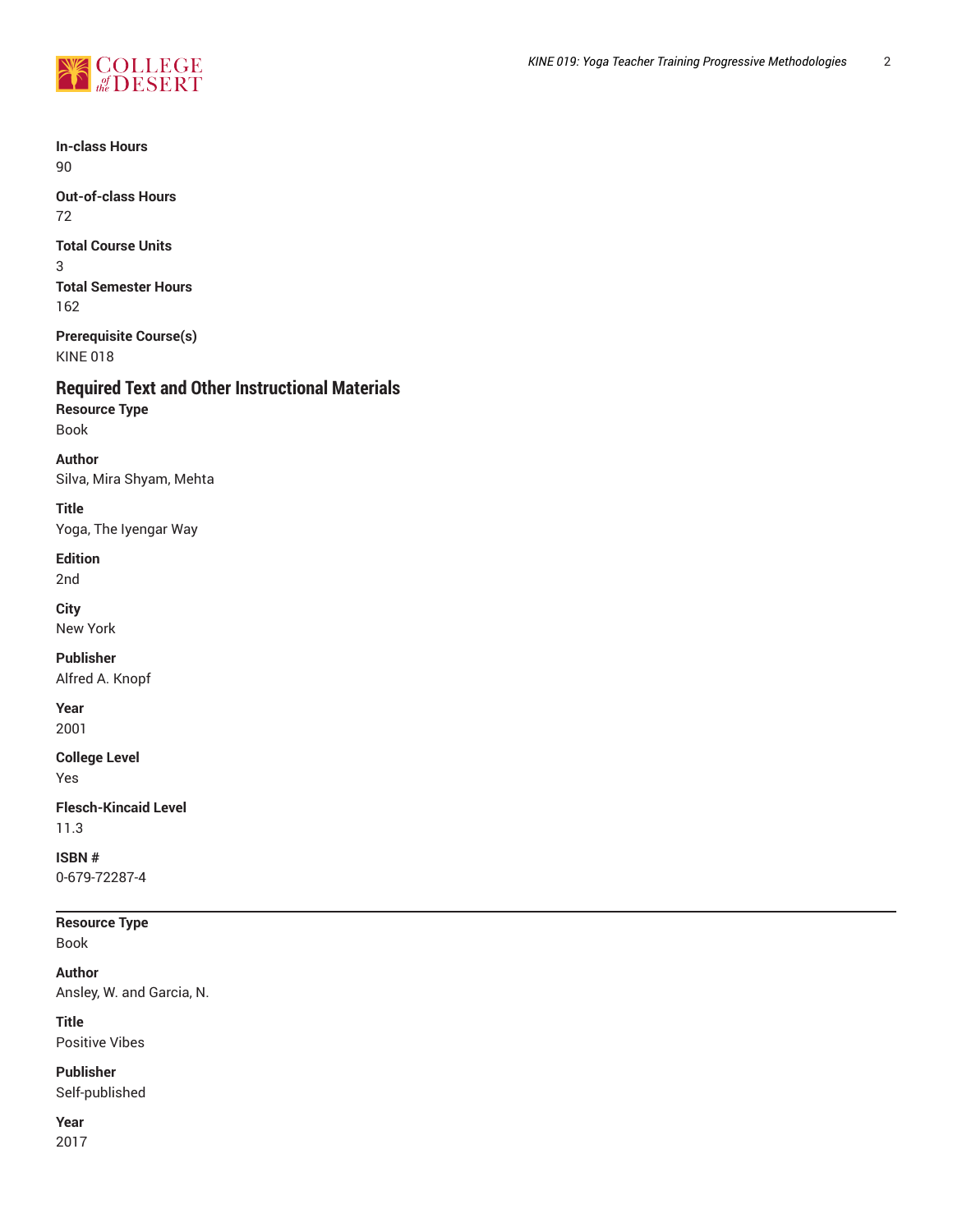**In-class Hours**
90

**Out-of-class Hours**
72

**Total Course Units**
3

**Total Semester Hours**
162

**Prerequisite Course(s)**
KINE 018

## Required Text and Other Instructional Materials

**Resource Type**
Book

**Author**
Silva, Mira Shyam, Mehta

**Title**
Yoga, The Iyengar Way

**Edition**
2nd

**City**
New York

**Publisher**
Alfred A. Knopf

**Year**
2001

**College Level**
Yes

**Flesch-Kincaid Level**
11.3

**ISBN #**
0-679-72287-4

---

**Resource Type**
Book

**Author**
Ansley, W. and Garcia, N.

**Title**
Positive Vibes

**Publisher**
Self-published

**Year**
2017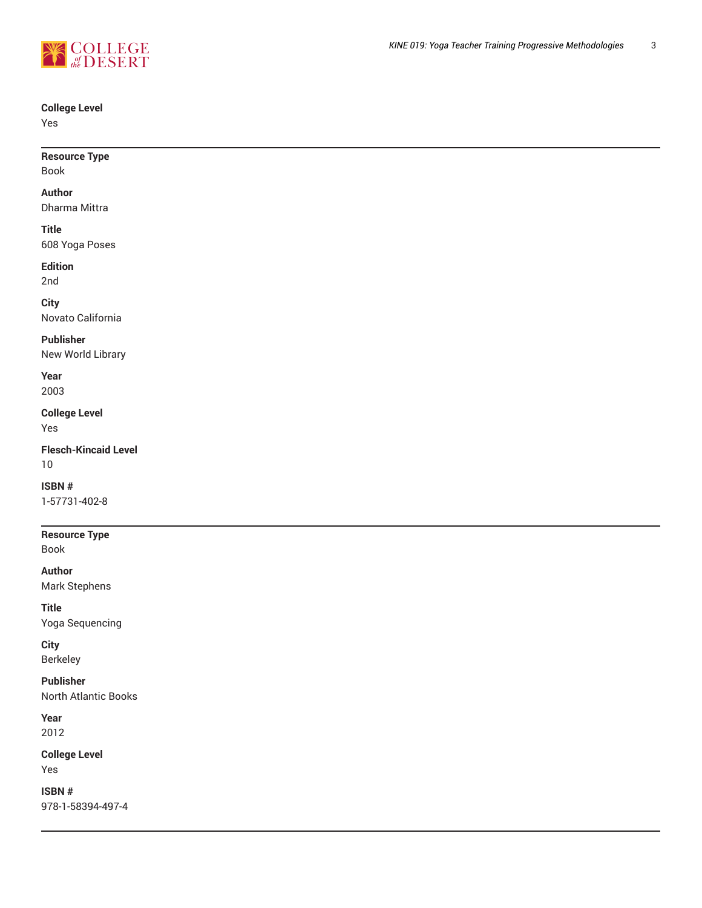**College Level**
Yes

---

**Resource Type**
Book

**Author**
Dharma Mittra

**Title**
608 Yoga Poses

**Edition**
2nd

**City**
Novato California

**Publisher**
New World Library

**Year**
2003

**College Level**
Yes

**Flesch-Kincaid Level**
10

**ISBN #**
1-57731-402-8

---

**Resource Type**
Book

**Author**
Mark Stephens

**Title**
Yoga Sequencing

**City**
Berkeley

**Publisher**
North Atlantic Books

**Year**
2012

**College Level**
Yes

**ISBN #**
978-1-58394-497-4

---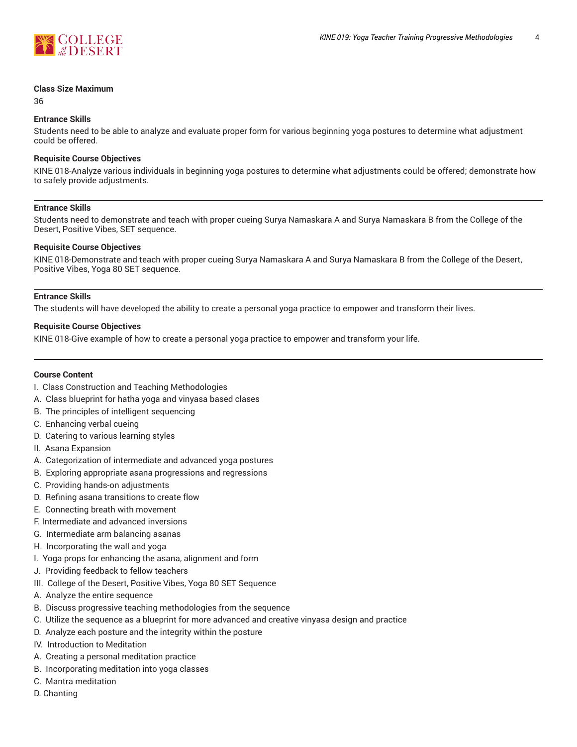**Class Size Maximum**

36

**Entrance Skills**

Students need to be able to analyze and evaluate proper form for various beginning yoga postures to determine what adjustment could be offered.

**Requisite Course Objectives**

KINE 018-Analyze various individuals in beginning yoga postures to determine what adjustments could be offered; demonstrate how to safely provide adjustments.

---

**Entrance Skills**

Students need to demonstrate and teach with proper cueing Surya Namaskara A and Surya Namaskara B from the College of the Desert, Positive Vibes, SET sequence.

**Requisite Course Objectives**

KINE 018-Demonstrate and teach with proper cueing Surya Namaskara A and Surya Namaskara B from the College of the Desert, Positive Vibes, Yoga 80 SET sequence.

---

**Entrance Skills**

The students will have developed the ability to create a personal yoga practice to empower and transform their lives.

**Requisite Course Objectives**

KINE 018-Give example of how to create a personal yoga practice to empower and transform your life.

---

**Course Content**

I. Class Construction and Teaching Methodologies  
A. Class blueprint for hatha yoga and vinyasa based clases  
B. The principles of intelligent sequencing  
C. Enhancing verbal cueing  
D. Catering to various learning styles  
II. Asana Expansion  
A. Categorization of intermediate and advanced yoga postures  
B. Exploring appropriate asana progressions and regressions  
C. Providing hands-on adjustments  
D. Refining asana transitions to create flow  
E. Connecting breath with movement  
F. Intermediate and advanced inversions  
G. Intermediate arm balancing asanas  
H. Incorporating the wall and yoga  
I. Yoga props for enhancing the asana, alignment and form  
J. Providing feedback to fellow teachers  
III. College of the Desert, Positive Vibes, Yoga 80 SET Sequence  
A. Analyze the entire sequence  
B. Discuss progressive teaching methodologies from the sequence  
C. Utilize the sequence as a blueprint for more advanced and creative vinyasa design and practice  
D. Analyze each posture and the integrity within the posture  
IV. Introduction to Meditation  
A. Creating a personal meditation practice  
B. Incorporating meditation into yoga classes  
C. Mantra meditation  
D. Chanting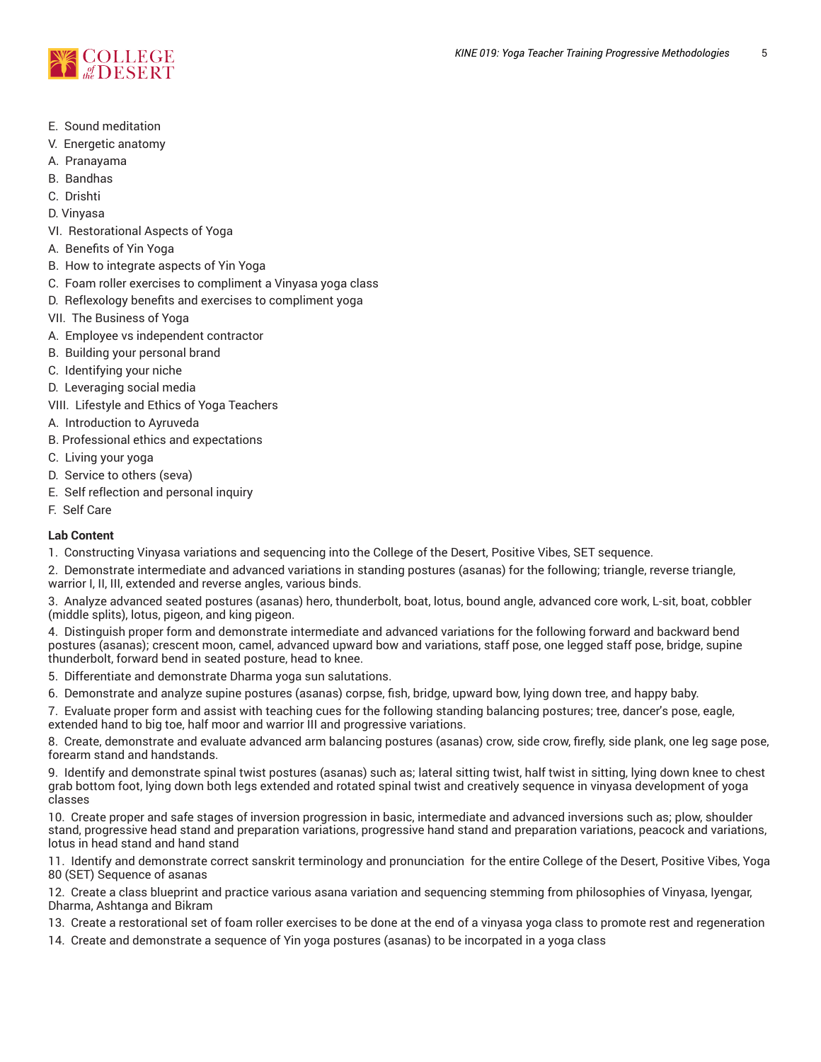E. Sound meditation

V. Energetic anatomy

A. Pranayama

B. Bandhas

C. Drishti

D. Vinyasa

VI. Restorational Aspects of Yoga

A. Benefits of Yin Yoga

B. How to integrate aspects of Yin Yoga

C. Foam roller exercises to compliment a Vinyasa yoga class

D. Reflexology benefits and exercises to compliment yoga

VII. The Business of Yoga

A. Employee vs independent contractor

B. Building your personal brand

C. Identifying your niche

D. Leveraging social media

VIII. Lifestyle and Ethics of Yoga Teachers

A. Introduction to Ayruveda

B. Professional ethics and expectations

C. Living your yoga

D. Service to others (seva)

E. Self reflection and personal inquiry

F. Self Care

**Lab Content**

1. Constructing Vinyasa variations and sequencing into the College of the Desert, Positive Vibes, SET sequence.
2. Demonstrate intermediate and advanced variations in standing postures (asanas) for the following; triangle, reverse triangle, warrior I, II, III, extended and reverse angles, various binds.
3. Analyze advanced seated postures (asanas) hero, thunderbolt, boat, lotus, bound angle, advanced core work, L-sit, boat, cobbler (middle splits), lotus, pigeon, and king pigeon.
4. Distinguish proper form and demonstrate intermediate and advanced variations for the following forward and backward bend postures (asanas); crescent moon, camel, advanced upward bow and variations, staff pose, one legged staff pose, bridge, supine thunderbolt, forward bend in seated posture, head to knee.
5. Differentiate and demonstrate Dharma yoga sun salutations.
6. Demonstrate and analyze supine postures (asanas) corpse, fish, bridge, upward bow, lying down tree, and happy baby.
7. Evaluate proper form and assist with teaching cues for the following standing balancing postures; tree, dancer's pose, eagle, extended hand to big toe, half moor and warrior III and progressive variations.
8. Create, demonstrate and evaluate advanced arm balancing postures (asanas) crow, side crow, firefly, side plank, one leg sage pose, forearm stand and handstands.
9. Identify and demonstrate spinal twist postures (asanas) such as; lateral sitting twist, half twist in sitting, lying down knee to chest grab bottom foot, lying down both legs extended and rotated spinal twist and creatively sequence in vinyasa development of yoga classes
10. Create proper and safe stages of inversion progression in basic, intermediate and advanced inversions such as; plow, shoulder stand, progressive head stand and preparation variations, progressive hand stand and preparation variations, peacock and variations, lotus in head stand and hand stand
11. Identify and demonstrate correct sanskrit terminology and pronunciation for the entire College of the Desert, Positive Vibes, Yoga 80 (SET) Sequence of asanas
12. Create a class blueprint and practice various asana variation and sequencing stemming from philosophies of Vinyasa, Iyengar, Dharma, Ashtanga and Bikram
13. Create a restorational set of foam roller exercises to be done at the end of a vinyasa yoga class to promote rest and regeneration
14. Create and demonstrate a sequence of Yin yoga postures (asanas) to be incorpated in a yoga class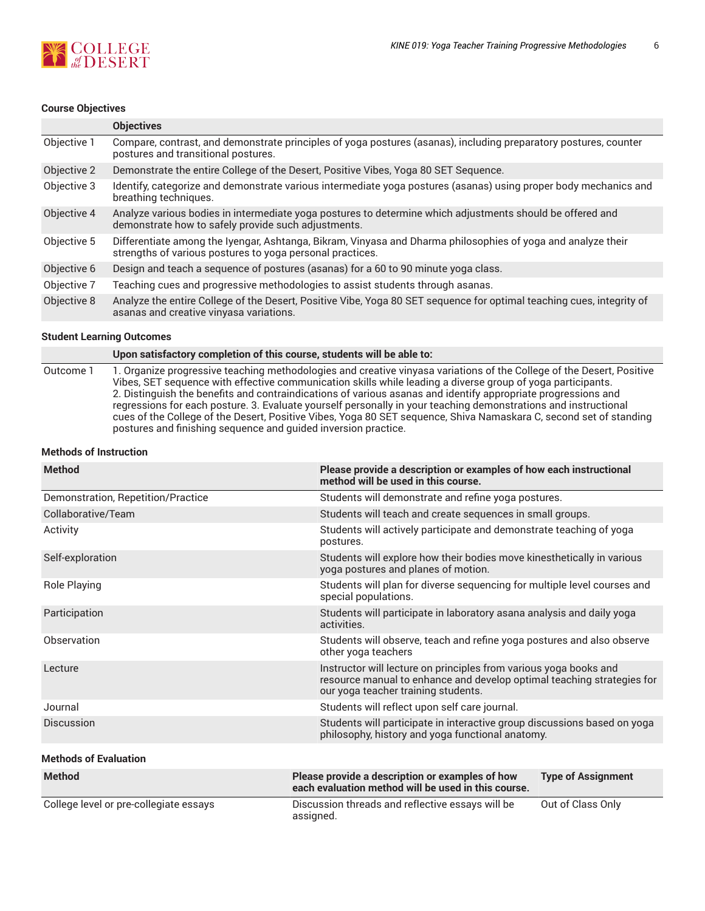### Course Objectives

| | Objectives |
|---|---|
| Objective 1 | Compare, contrast, and demonstrate principles of yoga postures (asanas), including preparatory postures, counter postures and transitional postures. |
| Objective 2 | Demonstrate the entire College of the Desert, Positive Vibes, Yoga 80 SET Sequence. |
| Objective 3 | Identify, categorize and demonstrate various intermediate yoga postures (asanas) using proper body mechanics and breathing techniques. |
| Objective 4 | Analyze various bodies in intermediate yoga postures to determine which adjustments should be offered and demonstrate how to safely provide such adjustments. |
| Objective 5 | Differentiate among the Iyengar, Ashtanga, Bikram, Vinyasa and Dharma philosophies of yoga and analyze their strengths of various postures to yoga personal practices. |
| Objective 6 | Design and teach a sequence of postures (asanas) for a 60 to 90 minute yoga class. |
| Objective 7 | Teaching cues and progressive methodologies to assist students through asanas. |
| Objective 8 | Analyze the entire College of the Desert, Positive Vibe, Yoga 80 SET sequence for optimal teaching cues, integrity of asanas and creative vinyasa variations. |

### Student Learning Outcomes

| | Upon satisfactory completion of this course, students will be able to: |
|---|---|
| Outcome 1 | 1. Organize progressive teaching methodologies and creative vinyasa variations of the College of the Desert, Positive Vibes, SET sequence with effective communication skills while leading a diverse group of yoga participants. 2. Distinguish the benefits and contraindications of various asanas and identify appropriate progressions and regressions for each posture. 3. Evaluate yourself personally in your teaching demonstrations and instructional cues of the College of the Desert, Positive Vibes, Yoga 80 SET sequence, Shiva Namaskara C, second set of standing postures and finishing sequence and guided inversion practice. |

### Methods of Instruction

| Method | Please provide a description or examples of how each instructional method will be used in this course. |
|---|---|
| Demonstration, Repetition/Practice | Students will demonstrate and refine yoga postures. |
| Collaborative/Team | Students will teach and create sequences in small groups. |
| Activity | Students will actively participate and demonstrate teaching of yoga postures. |
| Self-exploration | Students will explore how their bodies move kinesthetically in various yoga postures and planes of motion. |
| Role Playing | Students will plan for diverse sequencing for multiple level courses and special populations. |
| Participation | Students will participate in laboratory asana analysis and daily yoga activities. |
| Observation | Students will observe, teach and refine yoga postures and also observe other yoga teachers |
| Lecture | Instructor will lecture on principles from various yoga books and resource manual to enhance and develop optimal teaching strategies for our yoga teacher training students. |
| Journal | Students will reflect upon self care journal. |
| Discussion | Students will participate in interactive group discussions based on yoga philosophy, history and yoga functional anatomy. |

### Methods of Evaluation

| Method | Please provide a description or examples of how each evaluation method will be used in this course. | Type of Assignment |
|---|---|---|
| College level or pre-collegiate essays | Discussion threads and reflective essays will be assigned. | Out of Class Only |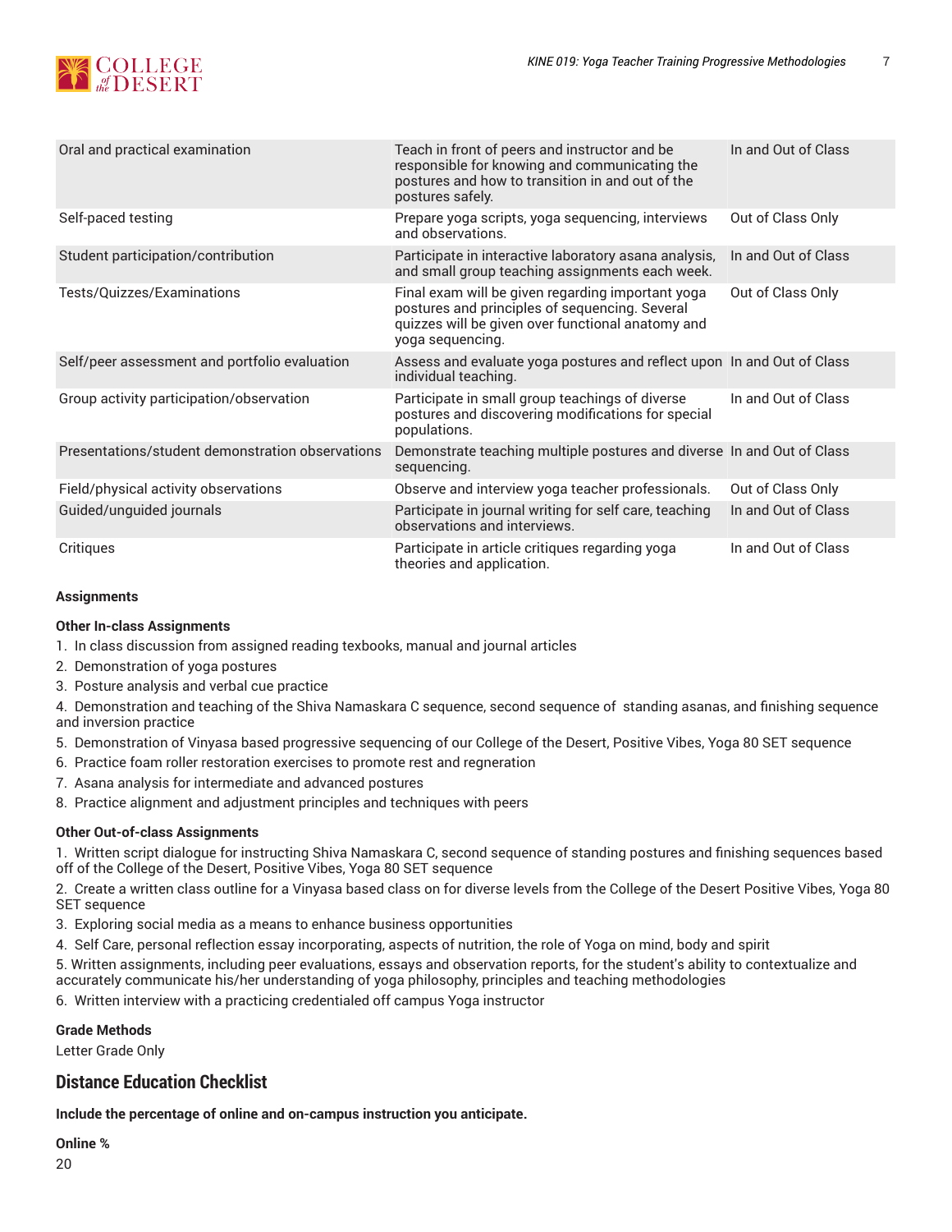| | | |
|---|---|---|
| Oral and practical examination | Teach in front of peers and instructor and be responsible for knowing and communicating the postures and how to transition in and out of the postures safely. | In and Out of Class |
| Self-paced testing | Prepare yoga scripts, yoga sequencing, interviews and observations. | Out of Class Only |
| Student participation/contribution | Participate in interactive laboratory asana analysis, and small group teaching assignments each week. | In and Out of Class |
| Tests/Quizzes/Examinations | Final exam will be given regarding important yoga postures and principles of sequencing. Several quizzes will be given over functional anatomy and yoga sequencing. | Out of Class Only |
| Self/peer assessment and portfolio evaluation | Assess and evaluate yoga postures and reflect upon individual teaching. | In and Out of Class |
| Group activity participation/observation | Participate in small group teachings of diverse postures and discovering modifications for special populations. | In and Out of Class |
| Presentations/student demonstration observations | Demonstrate teaching multiple postures and diverse sequencing. | In and Out of Class |
| Field/physical activity observations | Observe and interview yoga teacher professionals. | Out of Class Only |
| Guided/unguided journals | Participate in journal writing for self care, teaching observations and interviews. | In and Out of Class |
| Critiques | Participate in article critiques regarding yoga theories and application. | In and Out of Class |

**Assignments**

**Other In-class Assignments**

1. In class discussion from assigned reading texbooks, manual and journal articles
2. Demonstration of yoga postures
3. Posture analysis and verbal cue practice
4. Demonstration and teaching of the Shiva Namaskara C sequence, second sequence of standing asanas, and finishing sequence and inversion practice
5. Demonstration of Vinyasa based progressive sequencing of our College of the Desert, Positive Vibes, Yoga 80 SET sequence
6. Practice foam roller restoration exercises to promote rest and regneration
7. Asana analysis for intermediate and advanced postures
8. Practice alignment and adjustment principles and techniques with peers

**Other Out-of-class Assignments**

1. Written script dialogue for instructing Shiva Namaskara C, second sequence of standing postures and finishing sequences based off of the College of the Desert, Positive Vibes, Yoga 80 SET sequence
2. Create a written class outline for a Vinyasa based class on for diverse levels from the College of the Desert Positive Vibes, Yoga 80 SET sequence
3. Exploring social media as a means to enhance business opportunities
4. Self Care, personal reflection essay incorporating, aspects of nutrition, the role of Yoga on mind, body and spirit
5. Written assignments, including peer evaluations, essays and observation reports, for the student's ability to contextualize and accurately communicate his/her understanding of yoga philosophy, principles and teaching methodologies
6. Written interview with a practicing credentialed off campus Yoga instructor

**Grade Methods**

Letter Grade Only

## Distance Education Checklist

**Include the percentage of online and on-campus instruction you anticipate.**

**Online %**

20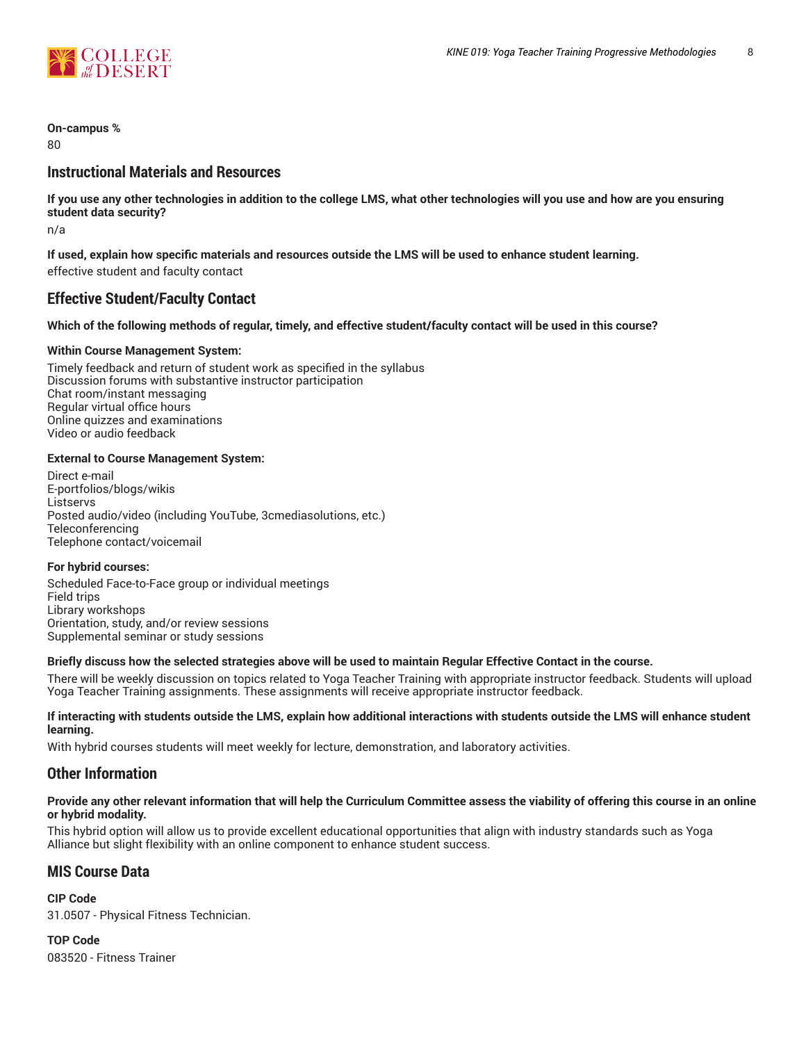**On-campus %**
80

## Instructional Materials and Resources

**If you use any other technologies in addition to the college LMS, what other technologies will you use and how are you ensuring student data security?**
n/a

**If used, explain how specific materials and resources outside the LMS will be used to enhance student learning.**
effective student and faculty contact

## Effective Student/Faculty Contact

**Which of the following methods of regular, timely, and effective student/faculty contact will be used in this course?**

**Within Course Management System:**
Timely feedback and return of student work as specified in the syllabus
Discussion forums with substantive instructor participation
Chat room/instant messaging
Regular virtual office hours
Online quizzes and examinations
Video or audio feedback

**External to Course Management System:**
Direct e-mail
E-portfolios/blogs/wikis
Listservs
Posted audio/video (including YouTube, 3cmediasolutions, etc.)
Teleconferencing
Telephone contact/voicemail

**For hybrid courses:**
Scheduled Face-to-Face group or individual meetings
Field trips
Library workshops
Orientation, study, and/or review sessions
Supplemental seminar or study sessions

**Briefly discuss how the selected strategies above will be used to maintain Regular Effective Contact in the course.**
There will be weekly discussion on topics related to Yoga Teacher Training with appropriate instructor feedback. Students will upload Yoga Teacher Training assignments. These assignments will receive appropriate instructor feedback.

**If interacting with students outside the LMS, explain how additional interactions with students outside the LMS will enhance student learning.**
With hybrid courses students will meet weekly for lecture, demonstration, and laboratory activities.

## Other Information

**Provide any other relevant information that will help the Curriculum Committee assess the viability of offering this course in an online or hybrid modality.**
This hybrid option will allow us to provide excellent educational opportunities that align with industry standards such as Yoga Alliance but slight flexibility with an online component to enhance student success.

## MIS Course Data

**CIP Code**
31.0507 - Physical Fitness Technician.

**TOP Code**
083520 - Fitness Trainer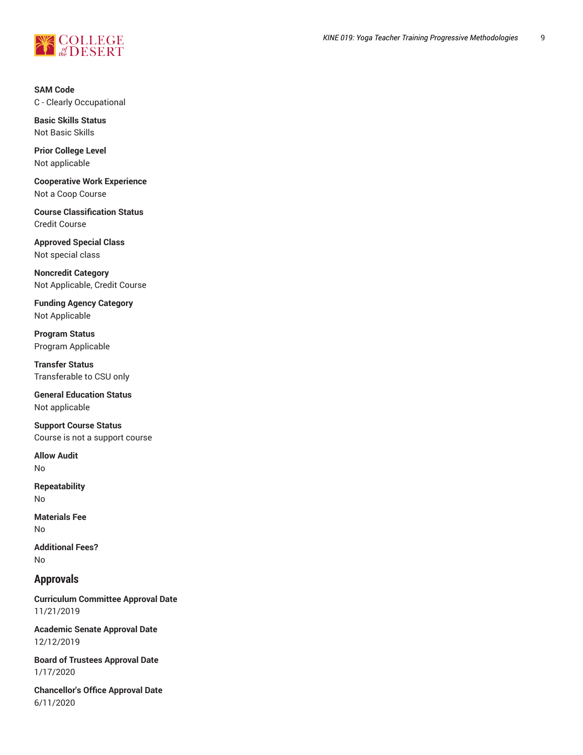**SAM Code**
C - Clearly Occupational

**Basic Skills Status**
Not Basic Skills

**Prior College Level**
Not applicable

**Cooperative Work Experience**
Not a Coop Course

**Course Classification Status**
Credit Course

**Approved Special Class**
Not special class

**Noncredit Category**
Not Applicable, Credit Course

**Funding Agency Category**
Not Applicable

**Program Status**
Program Applicable

**Transfer Status**
Transferable to CSU only

**General Education Status**
Not applicable

**Support Course Status**
Course is not a support course

**Allow Audit**
No

**Repeatability**
No

**Materials Fee**
No

**Additional Fees?**
No

## Approvals

**Curriculum Committee Approval Date**
11/21/2019

**Academic Senate Approval Date**
12/12/2019

**Board of Trustees Approval Date**
1/17/2020

**Chancellor's Office Approval Date**
6/11/2020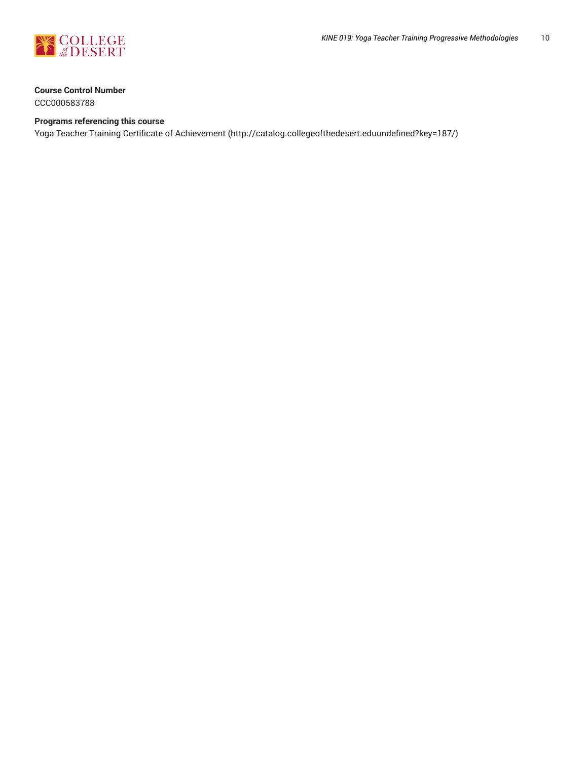**Course Control Number**
CCC000583788

**Programs referencing this course**
Yoga Teacher Training Certificate of Achievement (http://catalog.collegeofthedesert.eduundefined?key=187/)